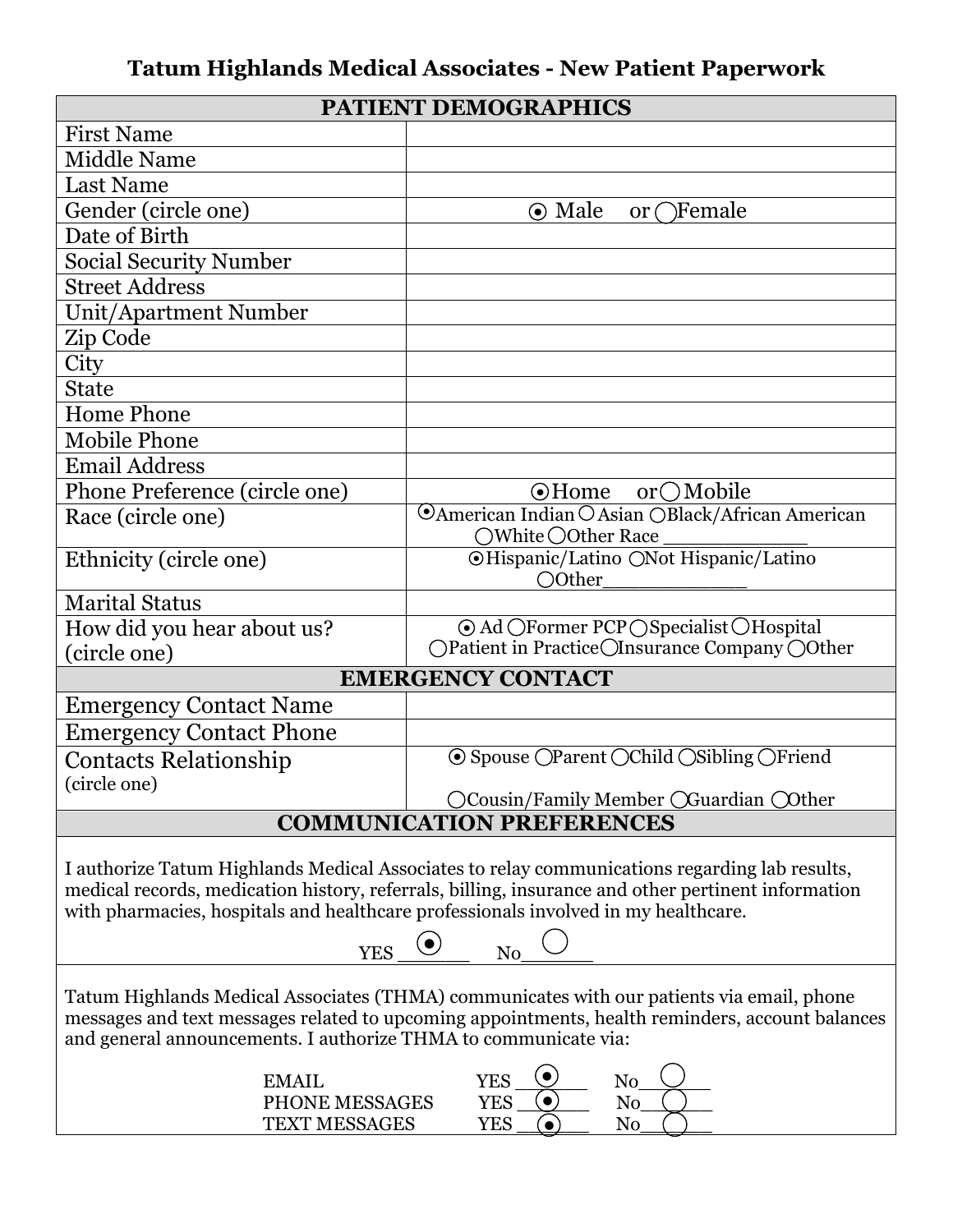# Tatum Highlands Medical Associates - New Patient Paperwork

| PATIENT DEMOGRAPHICS | |
|---|---|
| First Name | |
| Middle Name | |
| Last Name | |
| Gender (circle one) | ⦿ Male or ◯ Female |
| Date of Birth | |
| Social Security Number | |
| Street Address | |
| Unit/Apartment Number | |
| Zip Code | |
| City | |
| State | |
| Home Phone | |
| Mobile Phone | |
| Email Address | |
| Phone Preference (circle one) | ⦿ Home or ◯ Mobile |
| Race (circle one) | ⦿ American Indian ◯ Asian ◯ Black/African American ◯ White ◯ Other Race ____________ |
| Ethnicity (circle one) | ⦿ Hispanic/Latino ◯ Not Hispanic/Latino ◯ Other____________ |
| Marital Status | |
| How did you hear about us? (circle one) | ⦿ Ad ◯ Former PCP ◯ Specialist ◯ Hospital ◯ Patient in Practice ◯ Insurance Company ◯ Other |
| **EMERGENCY CONTACT** | |
| Emergency Contact Name | |
| Emergency Contact Phone | |
| Contacts Relationship (circle one) | ⦿ Spouse ◯ Parent ◯ Child ◯ Sibling ◯ Friend ◯ Cousin/Family Member ◯ Guardian ◯ Other |

## COMMUNICATION PREFERENCES

I authorize Tatum Highlands Medical Associates to relay communications regarding lab results, medical records, medication history, referrals, billing, insurance and other pertinent information with pharmacies, hospitals and healthcare professionals involved in my healthcare.

YES ⦿ No ◯

Tatum Highlands Medical Associates (THMA) communicates with our patients via email, phone messages and text messages related to upcoming appointments, health reminders, account balances and general announcements. I authorize THMA to communicate via:

| | | |
|---|---|---|
| EMAIL | YES ⦿ | No ◯ |
| PHONE MESSAGES | YES ⦿ | No ◯ |
| TEXT MESSAGES | YES ⦿ | No ◯ |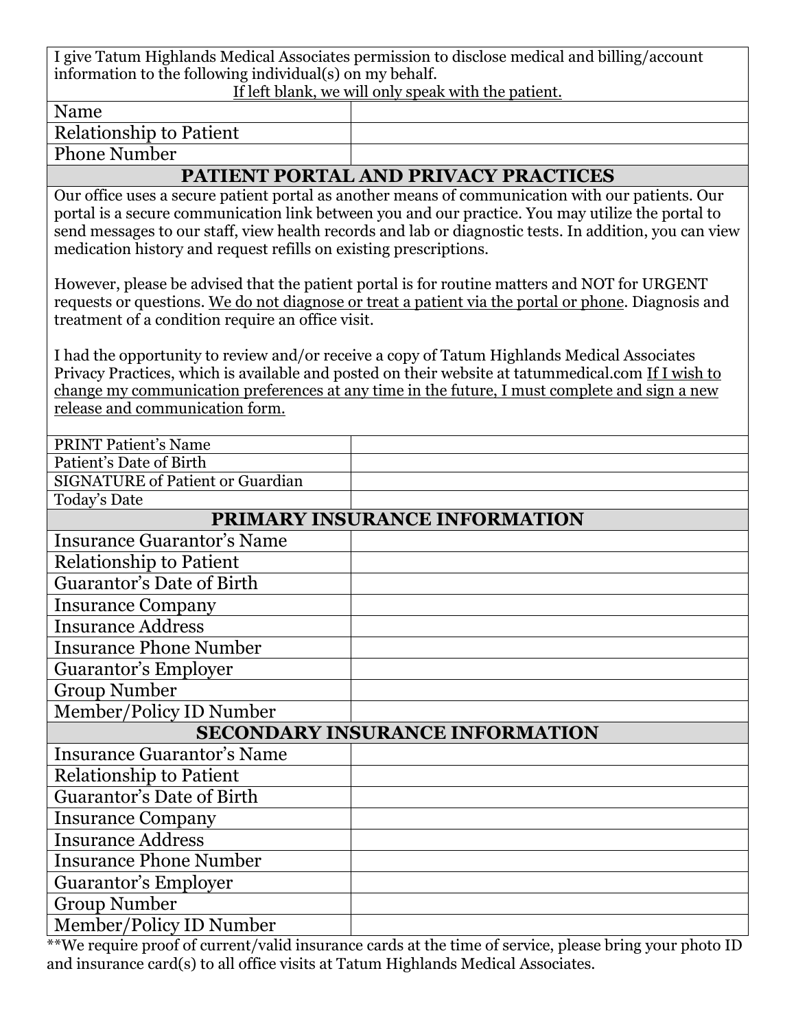I give Tatum Highlands Medical Associates permission to disclose medical and billing/account information to the following individual(s) on my behalf.

If left blank, we will only speak with the patient.

| | |
|---|---|
| Name | |
| Relationship to Patient | |
| Phone Number | |

## PATIENT PORTAL AND PRIVACY PRACTICES

Our office uses a secure patient portal as another means of communication with our patients. Our portal is a secure communication link between you and our practice. You may utilize the portal to send messages to our staff, view health records and lab or diagnostic tests. In addition, you can view medication history and request refills on existing prescriptions.

However, please be advised that the patient portal is for routine matters and NOT for URGENT requests or questions. We do not diagnose or treat a patient via the portal or phone. Diagnosis and treatment of a condition require an office visit.

I had the opportunity to review and/or receive a copy of Tatum Highlands Medical Associates Privacy Practices, which is available and posted on their website at tatummedical.com If I wish to change my communication preferences at any time in the future, I must complete and sign a new release and communication form.

| | |
|---|---|
| PRINT Patient's Name | |
| Patient's Date of Birth | |
| SIGNATURE of Patient or Guardian | |
| Today's Date | |

## PRIMARY INSURANCE INFORMATION

| | |
|---|---|
| Insurance Guarantor's Name | |
| Relationship to Patient | |
| Guarantor's Date of Birth | |
| Insurance Company | |
| Insurance Address | |
| Insurance Phone Number | |
| Guarantor's Employer | |
| Group Number | |
| Member/Policy ID Number | |

## SECONDARY INSURANCE INFORMATION

| | |
|---|---|
| Insurance Guarantor's Name | |
| Relationship to Patient | |
| Guarantor's Date of Birth | |
| Insurance Company | |
| Insurance Address | |
| Insurance Phone Number | |
| Guarantor's Employer | |
| Group Number | |
| Member/Policy ID Number | |

**We require proof of current/valid insurance cards at the time of service, please bring your photo ID and insurance card(s) to all office visits at Tatum Highlands Medical Associates.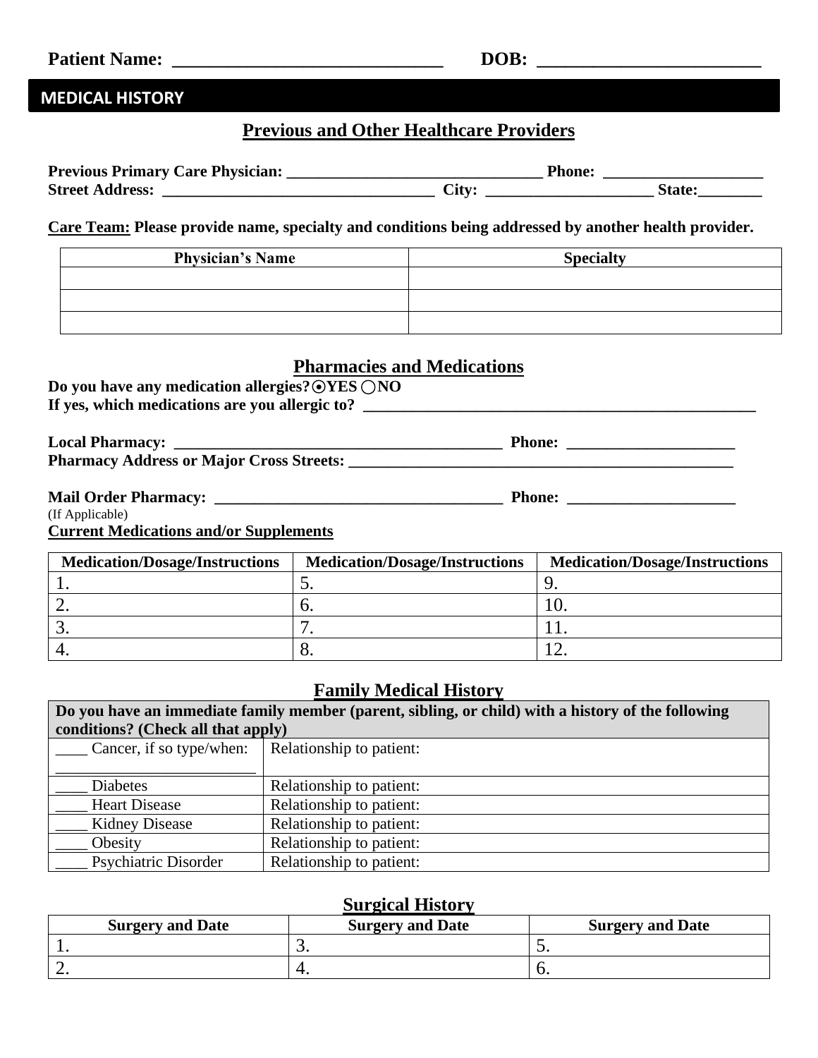**Patient Name: ______________________________ DOB: _________________________**

## MEDICAL HISTORY

### Previous and Other Healthcare Providers

**Previous Primary Care Physician: ________________________________ Phone: ____________________**
**Street Address: __________________________________ City: _____________________ State:________**

**Care Team: Please provide name, specialty and conditions being addressed by another health provider.**

| Physician's Name | Specialty |
|---|---|
| | |
| | |
| | |

### Pharmacies and Medications

**Do you have any medication allergies?⦿YES ◯NO**
**If yes, which medications are you allergic to? ___________________________________________________**

**Local Pharmacy: __________________________________________ Phone: _____________________**
**Pharmacy Address or Major Cross Streets: ___________________________________________________**

**Mail Order Pharmacy: _____________________________________ Phone: _____________________**
(If Applicable)

**Current Medications and/or Supplements**

| Medication/Dosage/Instructions | Medication/Dosage/Instructions | Medication/Dosage/Instructions |
|---|---|---|
| 1. | 5. | 9. |
| 2. | 6. | 10. |
| 3. | 7. | 11. |
| 4. | 8. | 12. |

### Family Medical History

| Do you have an immediate family member (parent, sibling, or child) with a history of the following conditions? (Check all that apply) | |
|---|---|
| ____ Cancer, if so type/when: __________________________ | Relationship to patient: |
| ____ Diabetes | Relationship to patient: |
| ____ Heart Disease | Relationship to patient: |
| ____ Kidney Disease | Relationship to patient: |
| ____ Obesity | Relationship to patient: |
| ____ Psychiatric Disorder | Relationship to patient: |

### Surgical History

| Surgery and Date | Surgery and Date | Surgery and Date |
|---|---|---|
| 1. | 3. | 5. |
| 2. | 4. | 6. |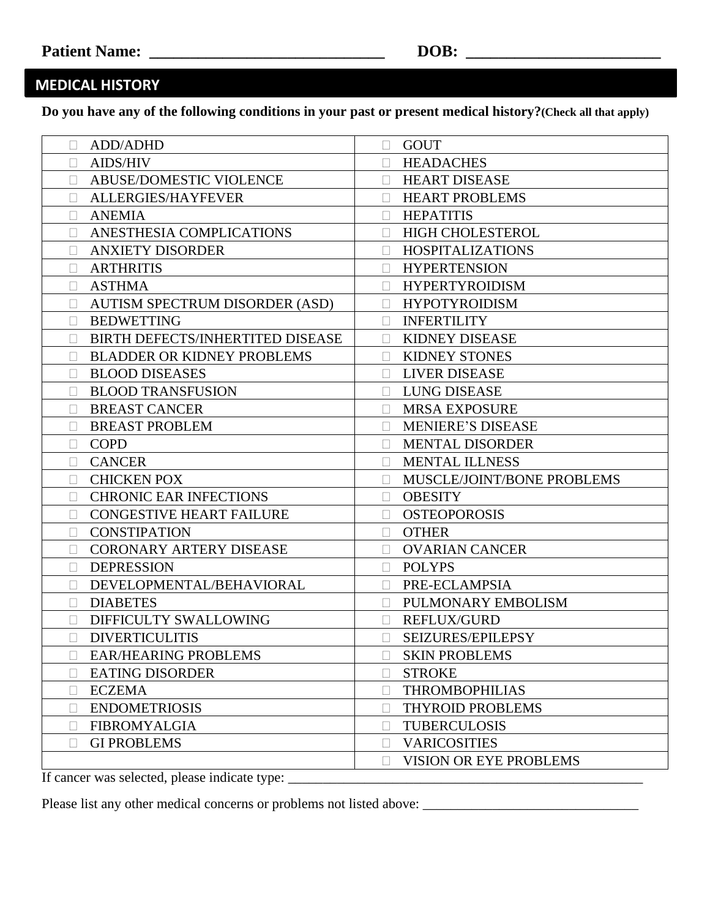**Patient Name: \_\_\_\_\_\_\_\_\_\_\_\_\_\_\_\_\_\_\_\_\_\_\_\_\_\_\_\_\_\_ DOB: \_\_\_\_\_\_\_\_\_\_\_\_\_\_\_\_\_\_\_\_\_\_\_\_\_\_**

## MEDICAL HISTORY

**Do you have any of the following conditions in your past or present medical history?(Check all that apply)**

| | |
|---|---|
| ☐ ADD/ADHD | ☐ GOUT |
| ☐ AIDS/HIV | ☐ HEADACHES |
| ☐ ABUSE/DOMESTIC VIOLENCE | ☐ HEART DISEASE |
| ☐ ALLERGIES/HAYFEVER | ☐ HEART PROBLEMS |
| ☐ ANEMIA | ☐ HEPATITIS |
| ☐ ANESTHESIA COMPLICATIONS | ☐ HIGH CHOLESTEROL |
| ☐ ANXIETY DISORDER | ☐ HOSPITALIZATIONS |
| ☐ ARTHRITIS | ☐ HYPERTENSION |
| ☐ ASTHMA | ☐ HYPERTYROIDISM |
| ☐ AUTISM SPECTRUM DISORDER (ASD) | ☐ HYPOTYROIDISM |
| ☐ BEDWETTING | ☐ INFERTILITY |
| ☐ BIRTH DEFECTS/INHERTITED DISEASE | ☐ KIDNEY DISEASE |
| ☐ BLADDER OR KIDNEY PROBLEMS | ☐ KIDNEY STONES |
| ☐ BLOOD DISEASES | ☐ LIVER DISEASE |
| ☐ BLOOD TRANSFUSION | ☐ LUNG DISEASE |
| ☐ BREAST CANCER | ☐ MRSA EXPOSURE |
| ☐ BREAST PROBLEM | ☐ MENIERE'S DISEASE |
| ☐ COPD | ☐ MENTAL DISORDER |
| ☐ CANCER | ☐ MENTAL ILLNESS |
| ☐ CHICKEN POX | ☐ MUSCLE/JOINT/BONE PROBLEMS |
| ☐ CHRONIC EAR INFECTIONS | ☐ OBESITY |
| ☐ CONGESTIVE HEART FAILURE | ☐ OSTEOPOROSIS |
| ☐ CONSTIPATION | ☐ OTHER |
| ☐ CORONARY ARTERY DISEASE | ☐ OVARIAN CANCER |
| ☐ DEPRESSION | ☐ POLYPS |
| ☐ DEVELOPMENTAL/BEHAVIORAL | ☐ PRE-ECLAMPSIA |
| ☐ DIABETES | ☐ PULMONARY EMBOLISM |
| ☐ DIFFICULTY SWALLOWING | ☐ REFLUX/GURD |
| ☐ DIVERTICULITIS | ☐ SEIZURES/EPILEPSY |
| ☐ EAR/HEARING PROBLEMS | ☐ SKIN PROBLEMS |
| ☐ EATING DISORDER | ☐ STROKE |
| ☐ ECZEMA | ☐ THROMBOPHILIAS |
| ☐ ENDOMETRIOSIS | ☐ THYROID PROBLEMS |
| ☐ FIBROMYALGIA | ☐ TUBERCULOSIS |
| ☐ GI PROBLEMS | ☐ VARICOSITIES |
| | ☐ VISION OR EYE PROBLEMS |

If cancer was selected, please indicate type: \_\_\_\_\_\_\_\_\_\_\_\_\_\_\_\_\_\_\_\_\_\_\_\_\_\_\_\_\_\_\_\_\_\_\_\_\_\_\_\_\_\_\_\_\_\_\_\_\_\_\_\_\_\_

Please list any other medical concerns or problems not listed above: \_\_\_\_\_\_\_\_\_\_\_\_\_\_\_\_\_\_\_\_\_\_\_\_\_\_\_\_\_\_\_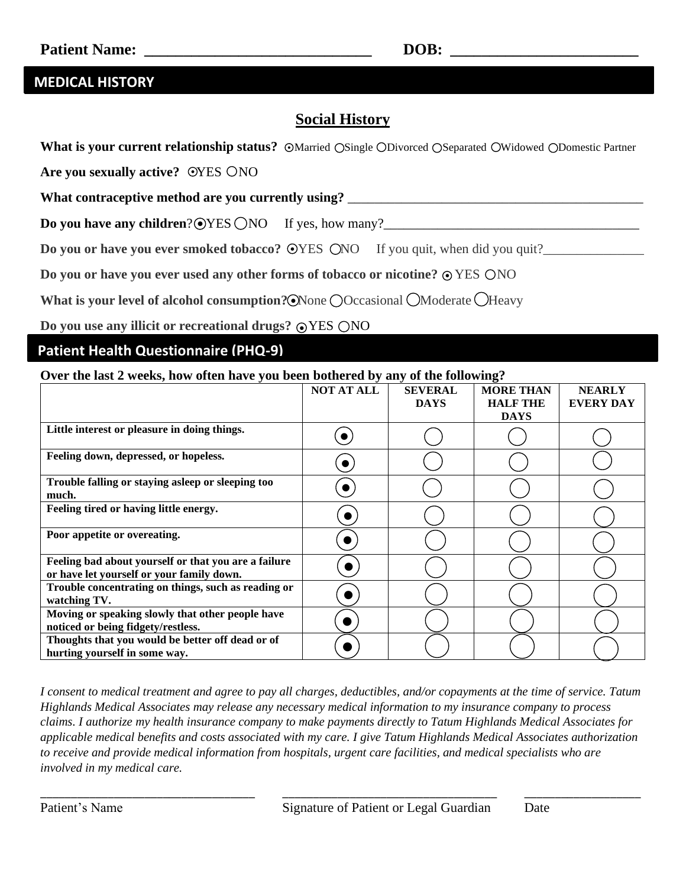**Patient Name: ______________________________ DOB: ________________________**

## MEDICAL HISTORY

### Social History

**What is your current relationship status?** ⊙Married ○Single ○Divorced ○Separated ○Widowed ○Domestic Partner

**Are you sexually active?** ⊙YES ○NO

**What contraceptive method are you currently using?** ____________________________________________

**Do you have any children**?⊙YES ○NO If yes, how many?_____________________________________

**Do you or have you ever smoked tobacco?** ⊙YES ○NO If you quit, when did you quit?_______________

**Do you or have you ever used any other forms of tobacco or nicotine?** ⊙ YES ○NO

**What is your level of alcohol consumption?**⊙None ○Occasional ○Moderate ○Heavy

**Do you use any illicit or recreational drugs?** ⊙YES ○NO

## Patient Health Questionnaire (PHQ-9)

**Over the last 2 weeks, how often have you been bothered by any of the following?**

| | NOT AT ALL | SEVERAL DAYS | MORE THAN HALF THE DAYS | NEARLY EVERY DAY |
|---|---|---|---|---|
| **Little interest or pleasure in doing things.** | ⊙ | ○ | ○ | ○ |
| **Feeling down, depressed, or hopeless.** | ⊙ | ○ | ○ | ○ |
| **Trouble falling or staying asleep or sleeping too much.** | ⊙ | ○ | ○ | ○ |
| **Feeling tired or having little energy.** | ⊙ | ○ | ○ | ○ |
| **Poor appetite or overeating.** | ⊙ | ○ | ○ | ○ |
| **Feeling bad about yourself or that you are a failure or have let yourself or your family down.** | ⊙ | ○ | ○ | ○ |
| **Trouble concentrating on things, such as reading or watching TV.** | ⊙ | ○ | ○ | ○ |
| **Moving or speaking slowly that other people have noticed or being fidgety/restless.** | ⊙ | ○ | ○ | ○ |
| **Thoughts that you would be better off dead or of hurting yourself in some way.** | ⊙ | ○ | ○ | ○ |

*I consent to medical treatment and agree to pay all charges, deductibles, and/or copayments at the time of service. Tatum Highlands Medical Associates may release any necessary medical information to my insurance company to process claims. I authorize my health insurance company to make payments directly to Tatum Highlands Medical Associates for applicable medical benefits and costs associated with my care. I give Tatum Highlands Medical Associates authorization to receive and provide medical information from hospitals, urgent care facilities, and medical specialists who are involved in my medical care.*

_______________________________ _______________________________ ________________

Patient's Name Signature of Patient or Legal Guardian Date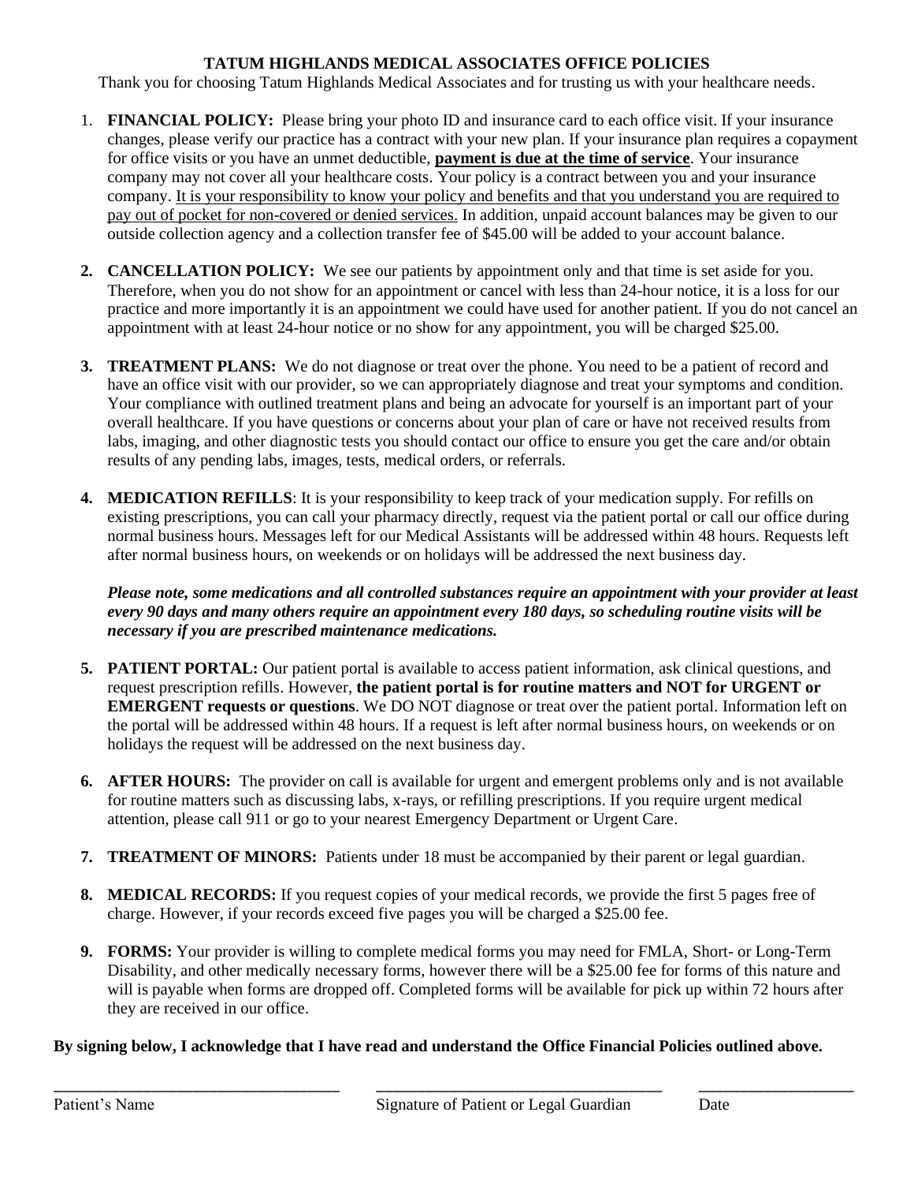# TATUM HIGHLANDS MEDICAL ASSOCIATES OFFICE POLICIES

Thank you for choosing Tatum Highlands Medical Associates and for trusting us with your healthcare needs.

1. **FINANCIAL POLICY:** Please bring your photo ID and insurance card to each office visit. If your insurance changes, please verify our practice has a contract with your new plan. If your insurance plan requires a copayment for office visits or you have an unmet deductible, **payment is due at the time of service**. Your insurance company may not cover all your healthcare costs. Your policy is a contract between you and your insurance company. It is your responsibility to know your policy and benefits and that you understand you are required to pay out of pocket for non-covered or denied services. In addition, unpaid account balances may be given to our outside collection agency and a collection transfer fee of $45.00 will be added to your account balance.

2. **CANCELLATION POLICY:** We see our patients by appointment only and that time is set aside for you. Therefore, when you do not show for an appointment or cancel with less than 24-hour notice, it is a loss for our practice and more importantly it is an appointment we could have used for another patient. If you do not cancel an appointment with at least 24-hour notice or no show for any appointment, you will be charged $25.00.

3. **TREATMENT PLANS:** We do not diagnose or treat over the phone. You need to be a patient of record and have an office visit with our provider, so we can appropriately diagnose and treat your symptoms and condition. Your compliance with outlined treatment plans and being an advocate for yourself is an important part of your overall healthcare. If you have questions or concerns about your plan of care or have not received results from labs, imaging, and other diagnostic tests you should contact our office to ensure you get the care and/or obtain results of any pending labs, images, tests, medical orders, or referrals.

4. **MEDICATION REFILLS**: It is your responsibility to keep track of your medication supply. For refills on existing prescriptions, you can call your pharmacy directly, request via the patient portal or call our office during normal business hours. Messages left for our Medical Assistants will be addressed within 48 hours. Requests left after normal business hours, on weekends or on holidays will be addressed the next business day.

   ***Please note, some medications and all controlled substances require an appointment with your provider at least every 90 days and many others require an appointment every 180 days, so scheduling routine visits will be necessary if you are prescribed maintenance medications.***

5. **PATIENT PORTAL:** Our patient portal is available to access patient information, ask clinical questions, and request prescription refills. However, **the patient portal is for routine matters and NOT for URGENT or EMERGENT requests or questions**. We DO NOT diagnose or treat over the patient portal. Information left on the portal will be addressed within 48 hours. If a request is left after normal business hours, on weekends or on holidays the request will be addressed on the next business day.

6. **AFTER HOURS:** The provider on call is available for urgent and emergent problems only and is not available for routine matters such as discussing labs, x-rays, or refilling prescriptions. If you require urgent medical attention, please call 911 or go to your nearest Emergency Department or Urgent Care.

7. **TREATMENT OF MINORS:** Patients under 18 must be accompanied by their parent or legal guardian.

8. **MEDICAL RECORDS:** If you request copies of your medical records, we provide the first 5 pages free of charge. However, if your records exceed five pages you will be charged a $25.00 fee.

9. **FORMS:** Your provider is willing to complete medical forms you may need for FMLA, Short- or Long-Term Disability, and other medically necessary forms, however there will be a $25.00 fee for forms of this nature and will is payable when forms are dropped off. Completed forms will be available for pick up within 72 hours after they are received in our office.

**By signing below, I acknowledge that I have read and understand the Office Financial Policies outlined above.**

\_\_\_\_\_\_\_\_\_\_\_\_\_\_\_\_\_\_\_\_\_\_\_\_\_\_\_\_\_\_\_\_ \_\_\_\_\_\_\_\_\_\_\_\_\_\_\_\_\_\_\_\_\_\_\_\_\_\_\_\_\_\_\_\_ \_\_\_\_\_\_\_\_\_\_\_\_\_\_\_\_\_\_

Patient's Name Signature of Patient or Legal Guardian Date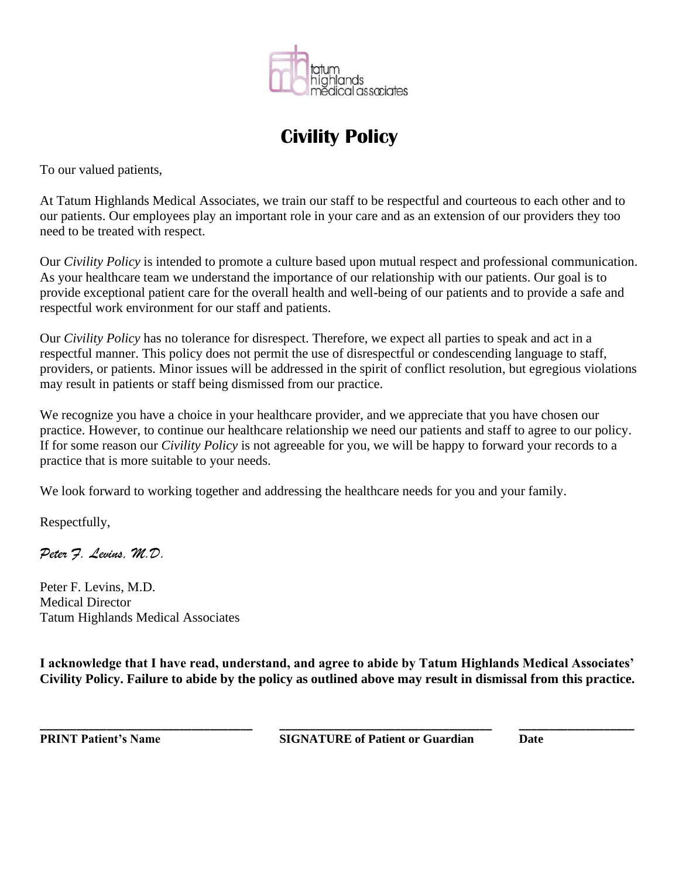tatum highlands medical associates

# Civility Policy

To our valued patients,

At Tatum Highlands Medical Associates, we train our staff to be respectful and courteous to each other and to our patients. Our employees play an important role in your care and as an extension of our providers they too need to be treated with respect.

Our *Civility Policy* is intended to promote a culture based upon mutual respect and professional communication. As your healthcare team we understand the importance of our relationship with our patients. Our goal is to provide exceptional patient care for the overall health and well-being of our patients and to provide a safe and respectful work environment for our staff and patients.

Our *Civility Policy* has no tolerance for disrespect. Therefore, we expect all parties to speak and act in a respectful manner. This policy does not permit the use of disrespectful or condescending language to staff, providers, or patients. Minor issues will be addressed in the spirit of conflict resolution, but egregious violations may result in patients or staff being dismissed from our practice.

We recognize you have a choice in your healthcare provider, and we appreciate that you have chosen our practice. However, to continue our healthcare relationship we need our patients and staff to agree to our policy. If for some reason our *Civility Policy* is not agreeable for you, we will be happy to forward your records to a practice that is more suitable to your needs.

We look forward to working together and addressing the healthcare needs for you and your family.

Respectfully,

*Peter F. Levins, M.D.*

Peter F. Levins, M.D.
Medical Director
Tatum Highlands Medical Associates

**I acknowledge that I have read, understand, and agree to abide by Tatum Highlands Medical Associates' Civility Policy. Failure to abide by the policy as outlined above may result in dismissal from this practice.**

| ______________________________ | ______________________________ | ________________ |
|---|---|---|
| **PRINT Patient's Name** | **SIGNATURE of Patient or Guardian** | **Date** |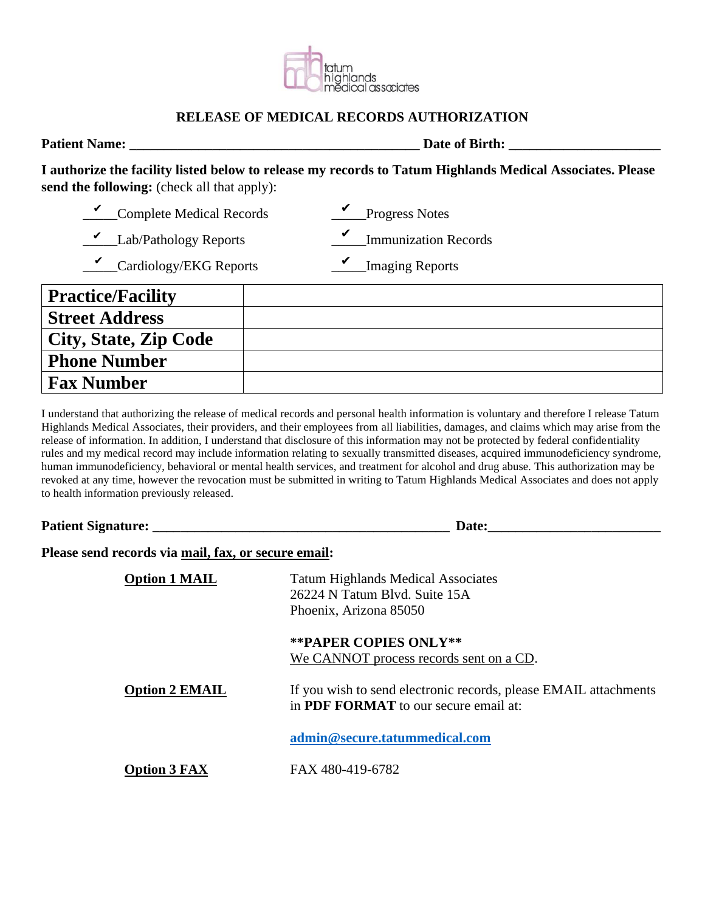# RELEASE OF MEDICAL RECORDS AUTHORIZATION

**Patient Name: ___________________________________________ Date of Birth: ______________________**

**I authorize the facility listed below to release my records to Tatum Highlands Medical Associates. Please send the following:** (check all that apply):

- ✔ Complete Medical Records
- ✔ Lab/Pathology Reports
- ✔ Cardiology/EKG Reports
- ✔ Progress Notes
- ✔ Immunization Records
- ✔ Imaging Reports

| | |
|---|---|
| **Practice/Facility** | |
| **Street Address** | |
| **City, State, Zip Code** | |
| **Phone Number** | |
| **Fax Number** | |

I understand that authorizing the release of medical records and personal health information is voluntary and therefore I release Tatum Highlands Medical Associates, their providers, and their employees from all liabilities, damages, and claims which may arise from the release of information. In addition, I understand that disclosure of this information may not be protected by federal confidentiality rules and my medical record may include information relating to sexually transmitted diseases, acquired immunodeficiency syndrome, human immunodeficiency, behavioral or mental health services, and treatment for alcohol and drug abuse. This authorization may be revoked at any time, however the revocation must be submitted in writing to Tatum Highlands Medical Associates and does not apply to health information previously released.

**Patient Signature: ____________________________________________ Date:_________________________**

**Please send records via mail, fax, or secure email:**

**Option 1 MAIL**

Tatum Highlands Medical Associates
26224 N Tatum Blvd. Suite 15A
Phoenix, Arizona 85050

****PAPER COPIES ONLY****
We CANNOT process records sent on a CD.

**Option 2 EMAIL**

If you wish to send electronic records, please EMAIL attachments in **PDF FORMAT** to our secure email at:

**admin@secure.tatummedical.com**

**Option 3 FAX**

FAX 480-419-6782